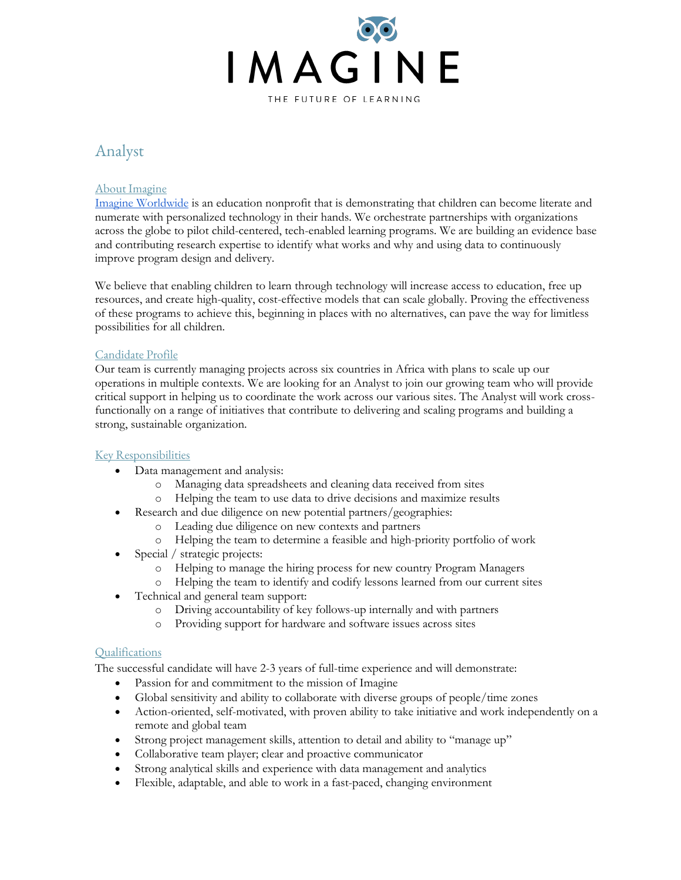# IMAGINE

THE FUTURE OF LEARNING

## Analyst

### About Imagine

Imagine Worldwide is an education nonprofit that is demonstrating that children can become literate and numerate with personalized technology in their hands. We orchestrate partnerships with organizations across the globe to pilot child-centered, tech-enabled learning programs. We are building an evidence base and contributing research expertise to identify what works and why and using data to continuously improve program design and delivery.

We believe that enabling children to learn through technology will increase access to education, free up resources, and create high-quality, cost-effective models that can scale globally. Proving the effectiveness of these programs to achieve this, beginning in places with no alternatives, can pave the way for limitless possibilities for all children.

### Candidate Profile

Our team is currently managing projects across six countries in Africa with plans to scale up our operations in multiple contexts. We are looking for an Analyst to join our growing team who will provide critical support in helping us to coordinate the work across our various sites. The Analyst will work cross-functionally on a range of initiatives that contribute to delivering and scaling programs and building a strong, sustainable organization.

### Key Responsibilities

- Data management and analysis:
  - Managing data spreadsheets and cleaning data received from sites
  - Helping the team to use data to drive decisions and maximize results
- Research and due diligence on new potential partners/geographies:
  - Leading due diligence on new contexts and partners
  - Helping the team to determine a feasible and high-priority portfolio of work
- Special / strategic projects:
  - Helping to manage the hiring process for new country Program Managers
  - Helping the team to identify and codify lessons learned from our current sites
- Technical and general team support:
  - Driving accountability of key follows-up internally and with partners
  - Providing support for hardware and software issues across sites

### Qualifications

The successful candidate will have 2-3 years of full-time experience and will demonstrate:

- Passion for and commitment to the mission of Imagine
- Global sensitivity and ability to collaborate with diverse groups of people/time zones
- Action-oriented, self-motivated, with proven ability to take initiative and work independently on a remote and global team
- Strong project management skills, attention to detail and ability to "manage up"
- Collaborative team player; clear and proactive communicator
- Strong analytical skills and experience with data management and analytics
- Flexible, adaptable, and able to work in a fast-paced, changing environment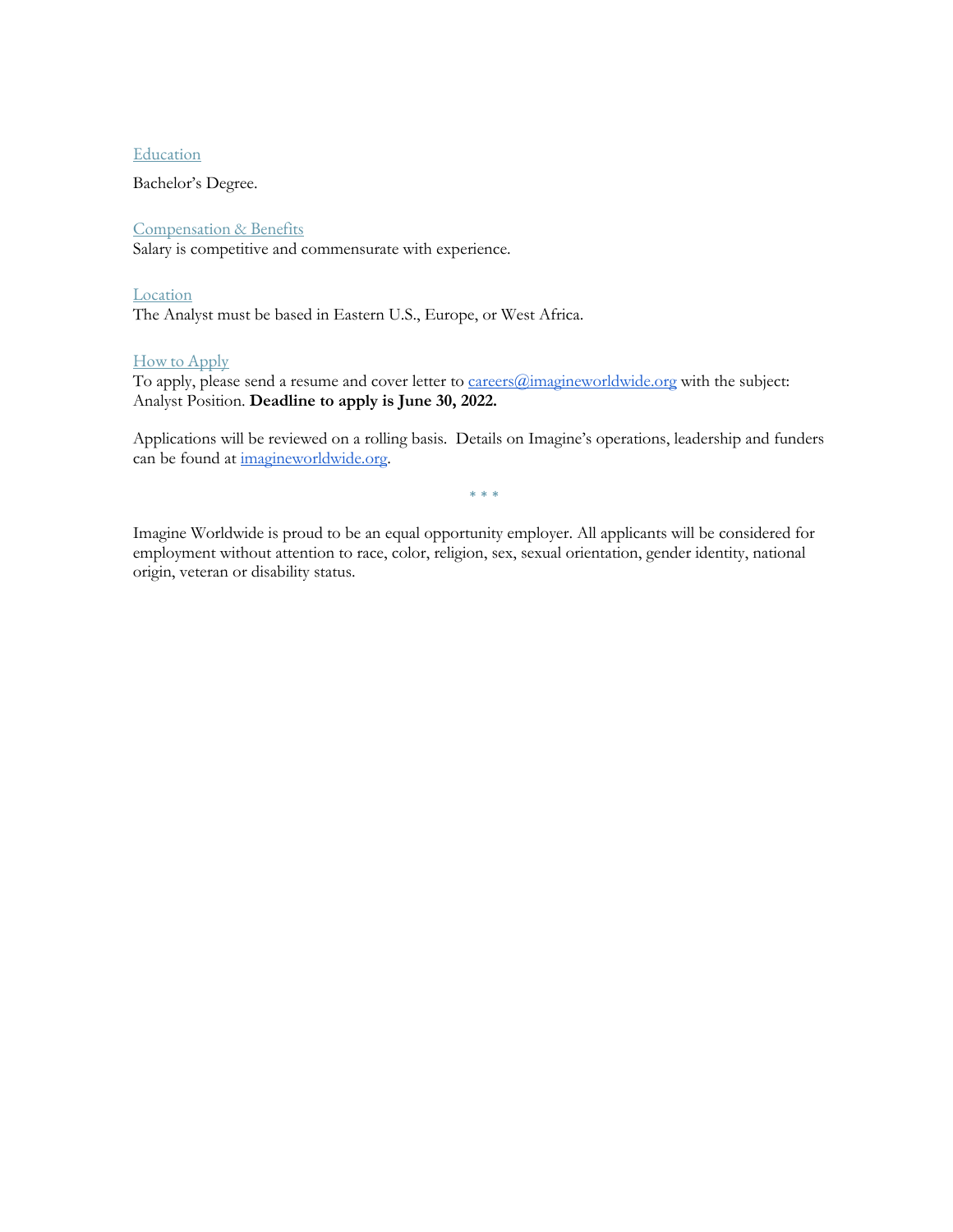### Education

Bachelor's Degree.

### Compensation & Benefits

Salary is competitive and commensurate with experience.

### Location

The Analyst must be based in Eastern U.S., Europe, or West Africa.

### How to Apply

To apply, please send a resume and cover letter to careers@imagineworldwide.org with the subject: Analyst Position. **Deadline to apply is June 30, 2022.**

Applications will be reviewed on a rolling basis. Details on Imagine's operations, leadership and funders can be found at imagineworldwide.org.

* * *

Imagine Worldwide is proud to be an equal opportunity employer. All applicants will be considered for employment without attention to race, color, religion, sex, sexual orientation, gender identity, national origin, veteran or disability status.